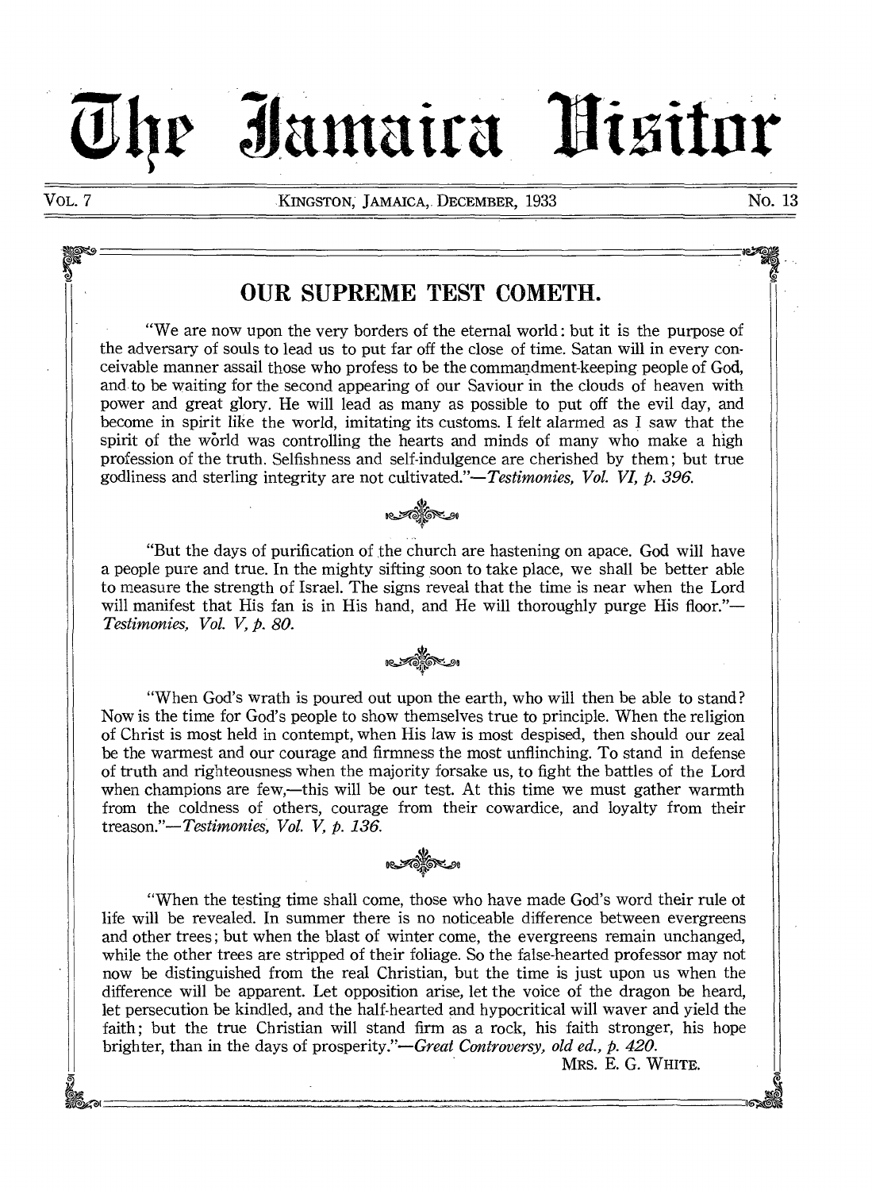# The Jamaica Visitor

VOL. 7 — KINGSTON, JAMAICA, DECEMBER, 1933 — No. 13

## OUR SUPREME TEST COMETH.

"We are now upon the very borders of the eternal world: but it is the purpose of the adversary of souls to lead us to put far off the close of time. Satan will in every conceivable manner assail those who profess to be the commandment-keeping people of God, and to be waiting for the second appearing of our Saviour in the clouds of heaven with power and great glory. He will lead as many as possible to put off the evil day, and become in spirit like the world, imitating its customs. I felt alarmed as I saw that the spirit of the world was controlling the hearts and minds of many who make a high profession of the truth. Selfishness and self-indulgence are cherished by them; but true godliness and sterling integrity are not cultivated."—*Testimonies, Vol. VI, p. 396.*

"But the days of purification of the church are hastening on apace. God will have a people pure and true. In the mighty sifting soon to take place, we shall be better able to measure the strength of Israel. The signs reveal that the time is near when the Lord will manifest that His fan is in His hand, and He will thoroughly purge His floor."—*Testimonies, Vol. V, p. 80.*

"When God's wrath is poured out upon the earth, who will then be able to stand? Now is the time for God's people to show themselves true to principle. When the religion of Christ is most held in contempt, when His law is most despised, then should our zeal be the warmest and our courage and firmness the most unflinching. To stand in defense of truth and righteousness when the majority forsake us, to fight the battles of the Lord when champions are few,—this will be our test. At this time we must gather warmth from the coldness of others, courage from their cowardice, and loyalty from their treason."—*Testimonies, Vol. V, p. 136.*

"When the testing time shall come, those who have made God's word their rule of life will be revealed. In summer there is no noticeable difference between evergreens and other trees; but when the blast of winter come, the evergreens remain unchanged, while the other trees are stripped of their foliage. So the false-hearted professor may not now be distinguished from the real Christian, but the time is just upon us when the difference will be apparent. Let opposition arise, let the voice of the dragon be heard, let persecution be kindled, and the half-hearted and hypocritical will waver and yield the faith; but the true Christian will stand firm as a rock, his faith stronger, his hope brighter, than in the days of prosperity."—*Great Controversy, old ed., p. 420.*

MRS. E. G. WHITE.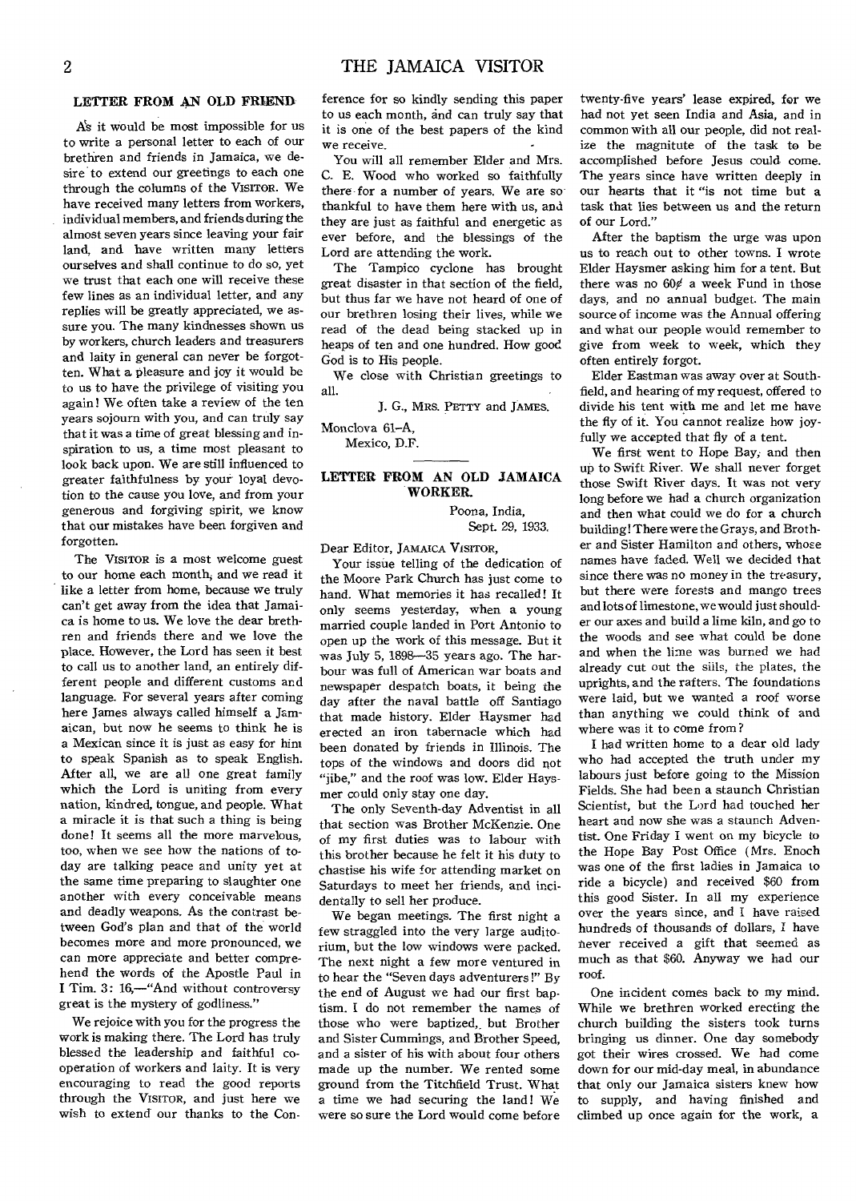## LETTER FROM AN OLD FRIEND

As it would be most impossible for us to write a personal letter to each of our brethren and friends in Jamaica, we desire to extend our greetings to each one through the columns of the VISITOR. We have received many letters from workers, individual members, and friends during the almost seven years since leaving your fair land, and have written many letters ourselves and shall continue to do so, yet we trust that each one will receive these few lines as an individual letter, and any replies will be greatly appreciated, we assure you. The many kindnesses shown us by workers, church leaders and treasurers and laity in general can never be forgotten. What a pleasure and joy it would be to us to have the privilege of visiting you again! We often take a review of the ten years sojourn with you, and can truly say that it was a time of great blessing and inspiration to us, a time most pleasant to look back upon. We are still influenced to greater faithfulness by your loyal devotion to the cause you love, and from your generous and forgiving spirit, we know that our mistakes have been forgiven and forgotten.

The VISITOR is a most welcome guest to our home each month, and we read it like a letter from home, because we truly can't get away from the idea that Jamaica is home to us. We love the dear brethren and friends there and we love the place. However, the Lord has seen it best to call us to another land, an entirely different people and different customs and language. For several years after coming here James always called himself a Jamaican, but now he seems to think he is a Mexican since it is just as easy for him to speak Spanish as to speak English. After all, we are all one great family which the Lord is uniting from every nation, kindred, tongue, and people. What a miracle it is that such a thing is being done! It seems all the more marvelous, too, when we see how the nations of today are talking peace and unity yet at the same time preparing to slaughter one another with every conceivable means and deadly weapons. As the contrast between God's plan and that of the world becomes more and more pronounced, we can more appreciate and better comprehend the words of the Apostle Paul in I Tim. 3: 16,—"And without controversy great is the mystery of godliness."

We rejoice with you for the progress the work is making there. The Lord has truly blessed the leadership and faithful cooperation of workers and laity. It is very encouraging to read the good reports through the VISITOR, and just here we wish to extend our thanks to the Conference for so kindly sending this paper to us each month, and can truly say that it is one of the best papers of the kind we receive.

You will all remember Elder and Mrs. C. E. Wood who worked so faithfully there for a number of years. We are so thankful to have them here with us, and they are just as faithful and energetic as ever before, and the blessings of the Lord are attending the work.

The Tampico cyclone has brought great disaster in that section of the field, but thus far we have not heard of one of our brethren losing their lives, while we read of the dead being stacked up in heaps of ten and one hundred. How good God is to His people.

We close with Christian greetings to all.

J. G., MRS. PETTY and JAMES.

Monclova 61-A,
Mexico, D.F.

## LETTER FROM AN OLD JAMAICA WORKER.

Poona, India,
Sept. 29, 1933.

Dear Editor, JAMAICA VISITOR,

Your issue telling of the dedication of the Moore Park Church has just come to hand. What memories it has recalled! It only seems yesterday, when a young married couple landed in Port Antonio to open up the work of this message. But it was July 5, 1898—35 years ago. The harbour was full of American war boats and newspaper despatch boats, it being the day after the naval battle off Santiago that made history. Elder Haysmer had erected an iron tabernacle which had been donated by friends in Illinois. The tops of the windows and doors did not "jibe," and the roof was low. Elder Haysmer could only stay one day.

The only Seventh-day Adventist in all that section was Brother McKenzie. One of my first duties was to labour with this brother because he felt it his duty to chastise his wife for attending market on Saturdays to meet her friends, and incidentally to sell her produce.

We began meetings. The first night a few straggled into the very large auditorium, but the low windows were packed. The next night a few more ventured in to hear the "Seven days adventurers!" By the end of August we had our first baptism. I do not remember the names of those who were baptized, but Brother and Sister Cummings, and Brother Speed, and a sister of his with about four others made up the number. We rented some ground from the Titchfield Trust. What a time we had securing the land! We were so sure the Lord would come before twenty-five years' lease expired, for we had not yet seen India and Asia, and in common with all our people, did not realize the magnitute of the task to be accomplished before Jesus could come. The years since have written deeply in our hearts that it "is not time but a task that lies between us and the return of our Lord."

After the baptism the urge was upon us to reach out to other towns. I wrote Elder Haysmer asking him for a tent. But there was no 60¢ a week Fund in those days, and no annual budget. The main source of income was the Annual offering and what our people would remember to give from week to week, which they often entirely forgot.

Elder Eastman was away over at Southfield, and hearing of my request, offered to divide his tent with me and let me have the fly of it. You cannot realize how joyfully we accepted that fly of a tent.

We first went to Hope Bay, and then up to Swift River. We shall never forget those Swift River days. It was not very long before we had a church organization and then what could we do for a church building! There were the Grays, and Brother and Sister Hamilton and others, whose names have faded. Well we decided that since there was no money in the treasury, but there were forests and mango trees and lots of limestone, we would just shoulder our axes and build a lime kiln, and go to the woods and see what could be done and when the lime was burned we had already cut out the sills, the plates, the uprights, and the rafters. The foundations were laid, but we wanted a roof worse than anything we could think of and where was it to come from?

I had written home to a dear old lady who had accepted the truth under my labours just before going to the Mission Fields. She had been a staunch Christian Scientist, but the Lord had touched her heart and now she was a staunch Adventist. One Friday I went on my bicycle to the Hope Bay Post Office (Mrs. Enoch was one of the first ladies in Jamaica to ride a bicycle) and received $60 from this good Sister. In all my experience over the years since, and I have raised hundreds of thousands of dollars, I have never received a gift that seemed as much as that $60. Anyway we had our roof.

One incident comes back to my mind. While we brethren worked erecting the church building the sisters took turns bringing us dinner. One day somebody got their wires crossed. We had come down for our mid-day meal, in abundance that only our Jamaica sisters knew how to supply, and having finished and climbed up once again for the work, a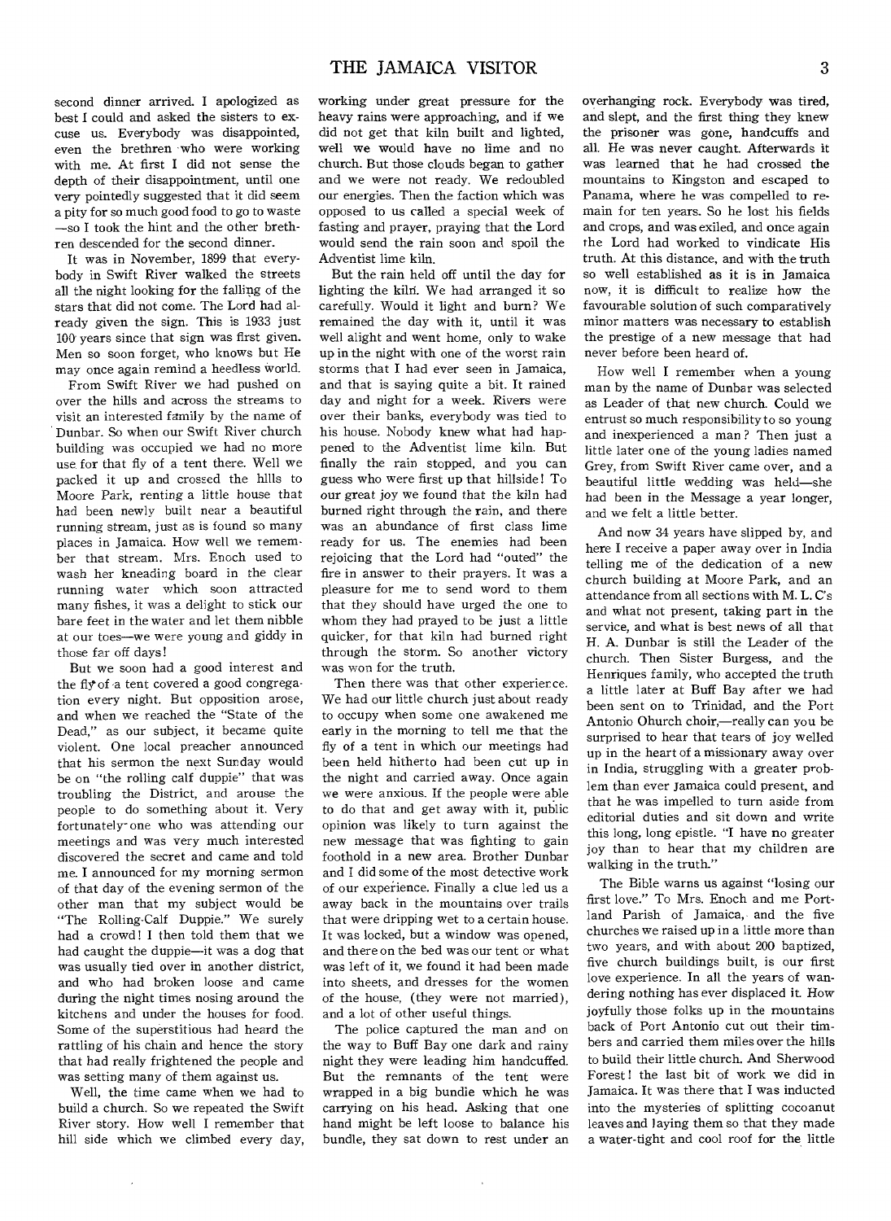second dinner arrived. I apologized as best I could and asked the sisters to excuse us. Everybody was disappointed, even the brethren who were working with me. At first I did not sense the depth of their disappointment, until one very pointedly suggested that it did seem a pity for so much good food to go to waste —so I took the hint and the other brethren descended for the second dinner.

It was in November, 1899 that everybody in Swift River walked the streets all the night looking for the falling of the stars that did not come. The Lord had already given the sign. This is 1933 just 100 years since that sign was first given. Men so soon forget, who knows but He may once again remind a heedless world.

From Swift River we had pushed on over the hills and across the streams to visit an interested family by the name of Dunbar. So when our Swift River church building was occupied we had no more use for that fly of a tent there. Well we packed it up and crossed the hills to Moore Park, renting a little house that had been newly built near a beautiful running stream, just as is found so many places in Jamaica. How well we remember that stream. Mrs. Enoch used to wash her kneading board in the clear running water which soon attracted many fishes, it was a delight to stick our bare feet in the water and let them nibble at our toes—we were young and giddy in those far off days!

But we soon had a good interest and the fly of a tent covered a good congregation every night. But opposition arose, and when we reached the "State of the Dead," as our subject, it became quite violent. One local preacher announced that his sermon the next Sunday would be on "the rolling calf duppie" that was troubling the District, and arouse the people to do something about it. Very fortunately one who was attending our meetings and was very much interested discovered the secret and came and told me. I announced for my morning sermon of that day of the evening sermon of the other man that my subject would be "The Rolling-Calf Duppie." We surely had a crowd! I then told them that we had caught the duppie—it was a dog that was usually tied over in another district, and who had broken loose and came during the night times nosing around the kitchens and under the houses for food. Some of the superstitious had heard the rattling of his chain and hence the story that had really frightened the people and was setting many of them against us.

Well, the time came when we had to build a church. So we repeated the Swift River story. How well I remember that hill side which we climbed every day, working under great pressure for the heavy rains were approaching, and if we did not get that kiln built and lighted, well we would have no lime and no church. But those clouds began to gather and we were not ready. We redoubled our energies. Then the faction which was opposed to us called a special week of fasting and prayer, praying that the Lord would send the rain soon and spoil the Adventist lime kiln.

But the rain held off until the day for lighting the kiln. We had arranged it so carefully. Would it light and burn? We remained the day with it, until it was well alight and went home, only to wake up in the night with one of the worst rain storms that I had ever seen in Jamaica, and that is saying quite a bit. It rained day and night for a week. Rivers were over their banks, everybody was tied to his house. Nobody knew what had happened to the Adventist lime kiln. But finally the rain stopped, and you can guess who were first up that hillside! To our great joy we found that the kiln had burned right through the rain, and there was an abundance of first class lime ready for us. The enemies had been rejoicing that the Lord had "outed" the fire in answer to their prayers. It was a pleasure for me to send word to them that they should have urged the one to whom they had prayed to be just a little quicker, for that kiln had burned right through the storm. So another victory was won for the truth.

Then there was that other experience. We had our little church just about ready to occupy when some one awakened me early in the morning to tell me that the fly of a tent in which our meetings had been held hitherto had been cut up in the night and carried away. Once again we were anxious. If the people were able to do that and get away with it, public opinion was likely to turn against the new message that was fighting to gain foothold in a new area. Brother Dunbar and I did some of the most detective work of our experience. Finally a clue led us a away back in the mountains over trails that were dripping wet to a certain house. It was locked, but a window was opened, and there on the bed was our tent or what was left of it, we found it had been made into sheets, and dresses for the women of the house, (they were not married), and a lot of other useful things.

The police captured the man and on the way to Buff Bay one dark and rainy night they were leading him handcuffed. But the remnants of the tent were wrapped in a big bundle which he was carrying on his head. Asking that one hand might be left loose to balance his bundle, they sat down to rest under an overhanging rock. Everybody was tired, and slept, and the first thing they knew the prisoner was gone, handcuffs and all. He was never caught. Afterwards it was learned that he had crossed the mountains to Kingston and escaped to Panama, where he was compelled to remain for ten years. So he lost his fields and crops, and was exiled, and once again the Lord had worked to vindicate His truth. At this distance, and with the truth so well established as it is in Jamaica now, it is difficult to realize how the favourable solution of such comparatively minor matters was necessary to establish the prestige of a new message that had never before been heard of.

How well I remember when a young man by the name of Dunbar was selected as Leader of that new church. Could we entrust so much responsibility to so young and inexperienced a man? Then just a little later one of the young ladies named Grey, from Swift River came over, and a beautiful little wedding was held—she had been in the Message a year longer, and we felt a little better.

And now 34 years have slipped by, and here I receive a paper away over in India telling me of the dedication of a new church building at Moore Park, and an attendance from all sections with M. L. C's and what not present, taking part in the service, and what is best news of all that H. A. Dunbar is still the Leader of the church. Then Sister Burgess, and the Henriques family, who accepted the truth a little later at Buff Bay after we had been sent on to Trinidad, and the Port Antonio Church choir,—really can you be surprised to hear that tears of joy welled up in the heart of a missionary away over in India, struggling with a greater problem than ever Jamaica could present, and that he was impelled to turn aside from editorial duties and sit down and write this long, long epistle. "I have no greater joy than to hear that my children are walking in the truth."

The Bible warns us against "losing our first love." To Mrs. Enoch and me Portland Parish of Jamaica, and the five churches we raised up in a little more than two years, and with about 200 baptized, five church buildings built, is our first love experience. In all the years of wandering nothing has ever displaced it. How joyfully those folks up in the mountains back of Port Antonio cut out their timbers and carried them miles over the hills to build their little church. And Sherwood Forest! the last bit of work we did in Jamaica. It was there that I was inducted into the mysteries of splitting cocoanut leaves and laying them so that they made a water-tight and cool roof for the little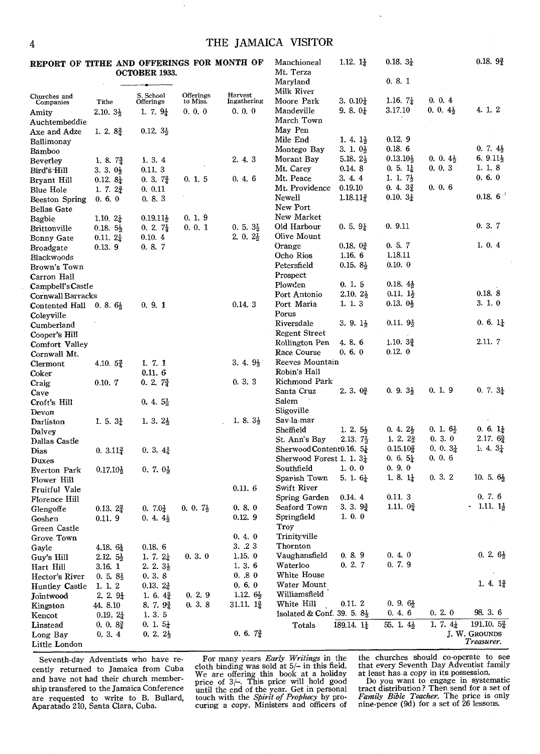## REPORT OF TITHE AND OFFERINGS FOR MONTH OF OCTOBER 1933.

| Churches and Companies | Tithe | S. School Offerings | Offerings to Miss. | Harvest Ingathering |
|---|---|---|---|---|
| Amity | 2.10. 3½ | 1. 7. 9¼ | 0. 0. 0 | 0. 0. 0 |
| Auchtembeddie | | | | |
| Axe and Adze | 1. 2. 8¾ | 0.12. 3½ | | |
| Ballimonay | | | | |
| Bamboo | | | | |
| Beverley | 1. 8. 7¾ | 1. 3. 4 | | 2. 4. 3 |
| Bird's Hill | 3. 3. 0½ | 0.11. 3 | | |
| Bryant Hill | 0.12. 8¼ | 0. 3. 7¾ | 0. 1. 5 | 0. 4. 6 |
| Blue Hole | 1. 7. 2¾ | 0. 0.11 | | |
| Beeston Spring | 0. 6. 0 | 0. 8. 3 | | |
| Bellas Gate | | | | |
| Bagbie | 1.10. 2¼ | 0.19.11½ | 0. 1. 9 | |
| Brittonville | 0.18. 5½ | 0. 2. 7¼ | 0. 0. 1 | 0. 5. 3½ |
| Bonny Gate | 0.11. 2¼ | 0.10. 4 | | 2. 0. 2½ |
| Broadgate | 0.13. 9 | 0. 8. 7 | | |
| Blackwoods | | | | |
| Brown's Town | | | | |
| Carron Hall | | | | |
| Campbell's Castle | | | | |
| Cornwall Barracks | | | | |
| Contented Hall | 0. 8. 6½ | 0. 9. 1 | | 0.14. 3 |
| Coleyville | | | | |
| Cumberland | | | | |
| Cooper's Hill | | | | |
| Comfort Valley | | | | |
| Cornwall Mt. | | | | |
| Clermont | 4.10. 5¾ | 1. 7. 1 | | 3. 4. 9½ |
| Coker | | 0.11. 6 | | |
| Craig | 0.10. 7 | 0. 2. 7¾ | | 0. 3. 3 |
| Cave | | | | |
| Croft's Hill | | 0. 4. 5½ | | |
| Devon | | | | |
| Darliston | 1. 5. 3¼ | 1. 3. 2½ | | 1. 8. 3½ |
| Dalvey | | | | |
| Dallas Castle | | | | |
| Dias | 0. 3.11¾ | 0. 3. 4¼ | | |
| Duxes | | | | |
| Everton Park | 0.17.10½ | 0. 7. 0½ | | |
| Flower Hill | | | | |
| Fruitful Vale | | | | 0.11. 6 |
| Florence Hill | | | | |
| Glengoffe | 0.13. 2¾ | 0. 7.0¼ | 0. 0. 7½ | 0. 8. 0 |
| Goshen | 0.11. 9 | 0. 4. 4½ | | 0.12. 9 |
| Green Castle | | | | |
| Grove Town | | | | 0. 4. 0 |
| Gayle | 4.18. 6¼ | 0.18. 6 | | 3. .2 3 |
| Guy's Hill | 2.12. 5½ | 1. 7. 2¼ | 0. 3. 0 | 1.15. 0 |
| Hart Hill | 3.16. 1 | 2. 2. 3½ | | 1. 3. 6 |
| Hector's River | 0. 5. 8½ | 0. 3. 8 | | 0. .8 0 |
| Huntley Castle | 1. 1. 2 | 0.13. 2¼ | | 0. 6. 0 |
| Jointwood | 2. 2. 9¼ | 1. 6. 4¾ | 0. 2. 9 | 1.12. 6½ |
| Kingston | 44. 8.10 | 8. 7. 9¾ | 0. 3. 8 | 31.11. 1¾ |
| Kencot | 0.19. 2¼ | 1. 3. 5 | | |
| Linstead | 0. 0. 8¾ | 0. 1. 5¼ | | |
| Long Bay | 0. 3. 4 | 0. 2. 2½ | | 0. 6. 7¾ |
| Little London | | | | |
| Manchioneal | 1.12. 1¼ | 0.18. 3¼ | | 0.18. 9¾ |
| Mt. Terza | | | | |
| Maryland | | 0. 8. 1 | | |
| Milk River | | | | |
| Moore Park | 3. 0.10¼ | 1.16. 7¼ | 0. 0. 4 | |
| Mandeville | 9. 8. 0¼ | 3.17.10 | 0. 0. 4½ | 4. 1. 2 |
| March Town | | | | |
| May Pen | | | | |
| Mile End | 1. 4. 1½ | 0.12. 9 | | |
| Montego Bay | 3. 1. 0½ | 0.18. 6 | | 0. 7. 4½ |
| Morant Bay | 5.18. 2½ | 0.13.10½ | 0. 0. 4½ | 6. 9.11½ |
| Mt. Carey | 0.14. 8 | 0. 5. 1¼ | 0. 0. 3 | 1. 1. 8 |
| Mt. Peace | 3. 4. 4 | 1. 1. 7½ | | 0. 6. 0 |
| Mt. Providence | 0.19.10 | 0. 4. 3¾ | 0. 0. 6 | |
| Newell | 1.18.11¾ | 0.10. 3¼ | | 0.18. 6 |
| New Port | | | | |
| New Market | | | | |
| Old Harbour | 0. 5. 9¼ | 0. 9.11 | | 0. 3. 7 |
| Olive Mount | | | | |
| Orange | 0.18. 0¾ | 0. 5. 7 | | 1. 0. 4 |
| Ocho Rios | 1.16. 6 | 1.18.11 | | |
| Petersfield | 0.15. 8½ | 0.10. 0 | | |
| Prospect | | | | |
| Plowden | 0. 1. 5 | 0.18. 4½ | | |
| Port Antonio | 2.10. 2½ | 0.11. 1½ | | 0.18. 8 |
| Port Maria | 1. 1. 3 | 0.13. 0½ | | 3. 1. 0 |
| Porus | | | | |
| Riversdale | 3. 9. 1½ | 0.11. 9½ | | 0. 6. 1¼ |
| Regent Street | | | | |
| Rollington Pen | 4. 8. 6 | 1.10. 3¾ | | 2.11. 7 |
| Race Course | 0. 6. 0 | 0.12. 0 | | |
| Reeves Mountain | | | | |
| Robin's Hall | | | | |
| Richmond Park | | | | |
| Santa Cruz | 2. 3. 0¾ | 0. 9. 3½ | 0. 1. 9 | 0. 7. 3¼ |
| Salem | | | | |
| Sligoville | | | | |
| Sav-la-mar | | | | |
| Sheffield | 1. 2. 5½ | 0. 4. 2½ | 0. 1. 6½ | 0. 6. 1¼ |
| St. Ann's Bay | 2.13. 7½ | 1. 2. 2¾ | 0. 3. 0 | 2.17. 6¾ |
| Sherwood Content | 0.16. 5¼ | 0.15.10¾ | 0. 0. 3¼ | 1. 4. 3¼ |
| Sherwood Forest | 1. 1. 3¼ | 0. 6. 5¼ | 0. 0. 6 | |
| Southfield | 1. 0. 0 | 0. 9. 0 | | |
| Spanish Town | 5. 1. 6¼ | 1. 8. 1¼ | 0. 3. 2 | 10. 5. 6½ |
| Swift River | | | | |
| Spring Garden | 0.14. 4 | 0.11. 3 | | 0. 7. 6 |
| Seaford Town | 3. 3. 9¾ | 1.11. 0¾ | | 1.11. 1½ |
| Springfield | 1. 0. 0 | | | |
| Troy | | | | |
| Trinityville | | | | |
| Thornton | | | | |
| Vaughansfield | 0. 8. 9 | 0. 4. 0 | | 0. 2. 6½ |
| Waterloo | 0. 2. 7 | 0. 7. 9 | | |
| White House | | | | |
| Water Mount | | | | 1. 4. 1¾ |
| Williamsfield | | | | |
| White Hill | 0.11. 2 | 0. 9. 6½ | | |
| Isolated & Conf. | 39. 5. 8½ | 0. 4. 6 | 0. 2. 0 | 98. 3. 6 |
| Totals | 189.14. 1¼ | 55. 1. 4½ | 1. 7. 4½ | 191.10. 5¾ |

J. W. GROUNDS
*Treasurer.*

Seventh-day Adventists who have recently returned to Jamaica from Cuba and have not had their church membership transfered to the Jamaica Conference are requested to write to B. Bullard, Aparatado 210, Santa Clara, Cuba.

For many years *Early Writings* in the cloth binding was sold at 5/- in this field. We are offering this book at a holiday price of 3/-. This price will hold good until the end of the year. Get in personal touch with the *Spirit of Prophecy* by procuring a copy. Ministers and officers of the churches should co-operate to see that every Seventh Day Adventist family at least has a copy in its possession.

Do you want to engage in systematic tract distribution? Then send for a set of *Family Bible Teacher.* The price is only nine-pence (9d) for a set of 26 lessons.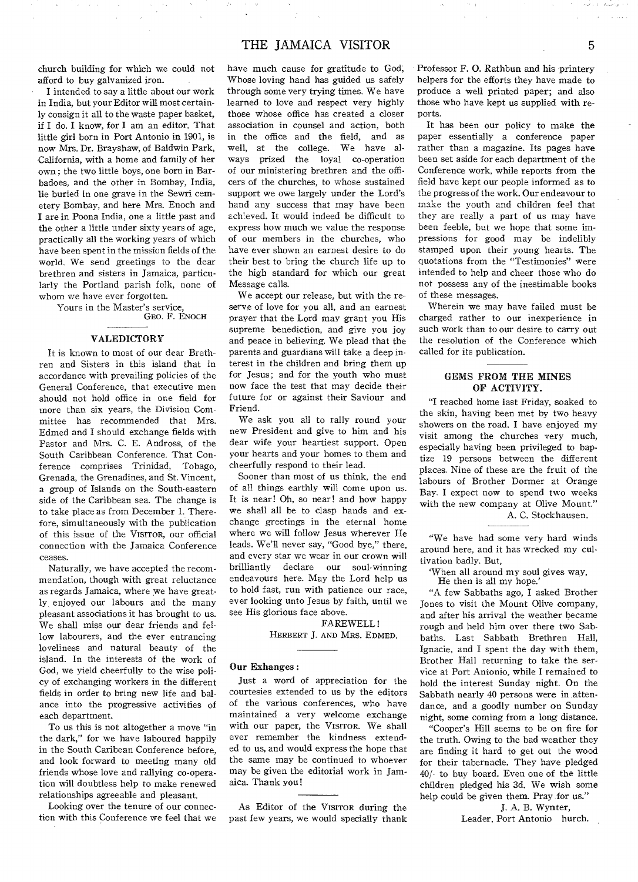church building for which we could not afford to buy galvanized iron.

I intended to say a little about our work in India, but your Editor will most certainly consign it all to the waste paper basket, if I do. I know, for I am an editor. That little girl born in Port Antonio in 1901, is now Mrs. Dr. Brayshaw, of Baldwin Park, California, with a home and family of her own; the two little boys, one born in Barbadoes, and the other in Bombay, India, lie buried in one grave in the Sewri cemetery Bombay, and here Mrs. Enoch and I are in Poona India, one a little past and the other a little under sixty years of age, practically all the working years of which have been spent in the mission fields of the world. We send greetings to the dear brethren and sisters in Jamaica, particularly the Portland parish folk, none of whom we have ever forgotten.

Yours in the Master's service,
GEO. F. ENOCH

## VALEDICTORY

It is known to most of our dear Brethren and Sisters in this island that in accordance with prevailing policies of the General Conference, that executive men should not hold office in one field for more than six years, the Division Committee has recommended that Mrs. Edmed and I should exchange fields with Pastor and Mrs. C. E. Andross, of the South Caribbean Conference. That Conference comprises Trinidad, Tobago, Grenada, the Grenadines, and St. Vincent, a group of Islands on the South-eastern side of the Caribbean sea. The change is to take place as from December 1. Therefore, simultaneously with the publication of this issue of the VISITOR, our official connection with the Jamaica Conference ceases.

Naturally, we have accepted the recommendation, though with great reluctance as regards Jamaica, where we have greatly enjoyed our labours and the many pleasant associations it has brought to us. We shall miss our dear friends and fellow labourers, and the ever entrancing loveliness and natural beauty of the island. In the interests of the work of God, we yield cheerfully to the wise policy of exchanging workers in the different fields in order to bring new life and balance into the progressive activities of each department.

To us this is not altogether a move "in the dark," for we have laboured happily in the South Caribean Conference before, and look forward to meeting many old friends whose love and rallying co-operation will doubtless help to make renewed relationships agreeable and pleasant.

Looking over the tenure of our connection with this Conference we feel that we have much cause for gratitude to God, Whose loving hand has guided us safely through some very trying times. We have learned to love and respect very highly those whose office has created a closer association in counsel and action, both in the office and the field, and as well, at the college. We have always prized the loyal co-operation of our ministering brethren and the officers of the churches, to whose sustained support we owe largely under the Lord's hand any success that may have been achieved. It would indeed be difficult to express how much we value the response of our members in the churches, who have ever shown an earnest desire to do their best to bring the church life up to the high standard for which our great Message calls.

We accept our release, but with the reserve of love for you all, and an earnest prayer that the Lord may grant you His supreme benediction, and give you joy and peace in believing. We plead that the parents and guardians will take a deep interest in the children and bring them up for Jesus; and for the youth who must now face the test that may decide their future for or against their Saviour and Friend.

We ask you all to rally round your new President and give to him and his dear wife your heartiest support. Open your hearts and your homes to them and cheerfully respond to their lead.

Sooner than most of us think, the end of all things earthly will come upon us. It is near! Oh, so near! and how happy we shall all be to clasp hands and exchange greetings in the eternal home where we will follow Jesus wherever He leads. We'll never say, "Good bye," there, and every star we wear in our crown will brilliantly declare our soul-winning endeavours here. May the Lord help us to hold fast, run with patience our race, ever looking unto Jesus by faith, until we see His glorious face above.

FAREWELL!
HERBERT J. AND MRS. EDMED.

**Our Exhanges:**

Just a word of appreciation for the courtesies extended to us by the editors of the various conferences, who have maintained a very welcome exchange with our paper, the VISITOR. We shall ever remember the kindness extended to us, and would express the hope that the same may be continued to whoever may be given the editorial work in Jamaica. Thank you!

As Editor of the VISITOR during the past few years, we would specially thank Professor F. O. Rathbun and his printery helpers for the efforts they have made to produce a well printed paper; and also those who have kept us supplied with reports.

It has been our policy to make the paper essentially a conference paper rather than a magazine. Its pages have been set aside for each department of the Conference work, while reports from the field have kept our people informed as to the progress of the work. Our endeavour to make the youth and children feel that they are really a part of us may have been feeble, but we hope that some impressions for good may be indelibly stamped upon their young hearts. The quotations from the "Testimonies" were intended to help and cheer those who do not possess any of the inestimable books of these messages.

Wherein we may have failed must be charged rather to our inexperience in such work than to our desire to carry out the resolution of the Conference which called for its publication.

## GEMS FROM THE MINES OF ACTIVITY.

"I reached home last Friday, soaked to the skin, having been met by two heavy showers on the road. I have enjoyed my visit among the churches very much, especially having been privileged to baptize 19 persons between the different places. Nine of these are the fruit of the labours of Brother Dormer at Orange Bay. I expect now to spend two weeks with the new company at Olive Mount."

A. C. Stockhausen.

"We have had some very hard winds around here, and it has wrecked my cultivation badly. But,

'When all around my soul gives way,
He then is all my hope.'

"A few Sabbaths ago, I asked Brother Jones to visit the Mount Olive company, and after his arrival the weather became rough and held him over there two Sabbaths. Last Sabbath Brethren Hall, Ignacie, and I spent the day with them, Brother Hall returning to take the service at Port Antonio, while I remained to hold the interest Sunday night. On the Sabbath nearly 40 persons were in attendance, and a goodly number on Sunday night, some coming from a long distance.

"Cooper's Hill seems to be on fire for the truth. Owing to the bad weather they are finding it hard to get out the wood for their tabernacle. They have pledged 40/- to buy board. Even one of the little children pledged his 3d. We wish some help could be given them. Pray for us."

J. A. B. Wynter,
Leader, Port Antonio hurch.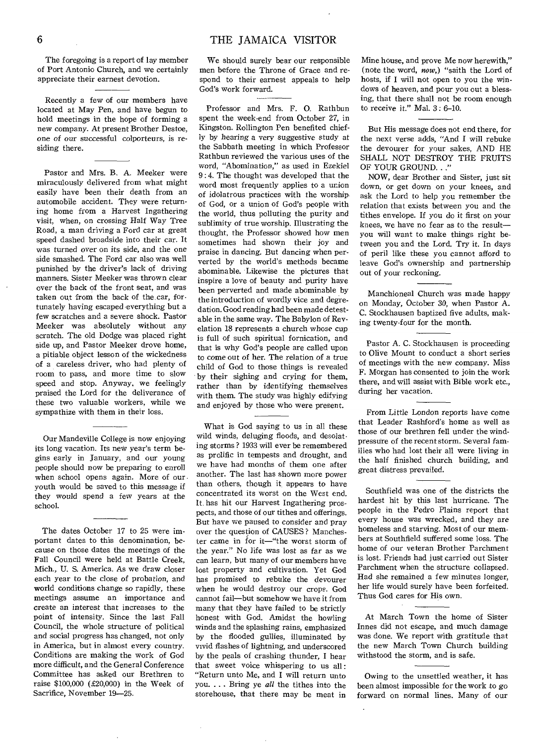The foregoing is a report of lay member of Port Antonio Church, and we certainly appreciate their earnest devotion.

---

Recently a few of our members have located at May Pen, and have begun to hold meetings in the hope of forming a new company. At present Brother Destoe, one of our successful colporteurs, is residing there.

---

Pastor and Mrs. B. A. Meeker were miraculously delivered from what might easily have been their death from an automobile accident. They were returning home from a Harvest Ingathering visit, when, on crossing Half Way Tree Road, a man driving a Ford car at great speed dashed broadside into their car. It was turned over on its side, and the one side smashed. The Ford car also was well punished by the driver's lack of driving manners. Sister Meeker was thrown clear over the back of the front seat, and was taken out from the back of the car, fortunately having escaped everything but a few scratches and a severe shock. Pastor Meeker was absolutely without any scratch. The old Dodge was placed right side up, and Pastor Meeker drove home, a pitiable object lesson of the wickedness of a careless driver, who had plenty of room to pass, and more time to slow speed and stop. Anyway, we feelingly praised the Lord for the deliverance of these two valuable workers, while we sympathize with them in their loss.

---

Our Mandeville College is now enjoying its long vacation. Its new year's term begins early in January, and our young people should now be preparing to enroll when school opens again. More of our youth would be saved to this message if they would spend a few years at the school.

---

The dates October 17 to 25 were important dates to this denomination, because on those dates the meetings of the Fall Council were held at Battle Creek, Mich., U. S. America. As we draw closer each year to the close of probation, and world conditions change so rapidly, these meetings assume an importance and create an interest that increases to the point of intensity. Since the last Fall Council, the whole structure of political and social progress has changed, not only in America, but in almost every country. Conditions are making the work of God more difficult, and the General Conference Committee has asked our Brethren to raise $100,000 (£20,000) in the Week of Sacrifice, November 19—25.

We should surely bear our responsible men before the Throne of Grace and respond to their earnest appeals to help God's work forward.

---

Professor and Mrs. F. O. Rathbun spent the week-end from October 27, in Kingston. Rollington Pen benefited chiefly by hearing a very suggestive study at the Sabbath meeting in which Professor Rathbun reviewed the various uses of the word, "Abomination," as used in Ezekiel 9 : 4. The thought was developed that the word most frequently applies to a union of idolatrous practices with the worship of God, or a union of God's people with the world, thus polluting the purity and sublimity of true worship. Illustrating the thought, the Professor showed how men sometimes had shown their joy and praise in dancing. But dancing when perverted by the world's methods became abominable. Likewise the pictures that inspire a love of beauty and purity have been perverted and made abominable by the introduction of wordly vice and degredation. Good reading had been made detestable in the same way. The Babylon of Revelation 18 represents a church whose cup is full of such spiritual fornication, and that is why God's people are called upon to come out of her. The relation of a true child of God to those things is revealed by their sighing and crying for them, rather than by identifying themselves with them. The study was highly edifying and enjoyed by those who were present.

---

What is God saying to us in all these wild winds, deluging floods, and desolating storms? 1933 will ever be remembered as prolific in tempests and drought, and we have had months of them one after another. The last has shown more power than others, though it appears to have concentrated its worst on the West end. It has hit our Harvest Ingathering prospects, and those of our tithes and offerings. But have we paused to consider and pray over the question of CAUSES? Manchester came in for it—"the worst storm of the year." No life was lost as far as we can learn, but many of our members have lost property and cultivation. Yet God has promised to rebuke the devourer when he would destroy our crops. God cannot fail—but somehow we have it from many that they have failed to be strictly honest with God. Amidst the howling winds and the splashing rains, emphasized by the flooded gullies, illuminated by vivid flashes of lightning, and underscored by the peals of crashing thunder, I hear that sweet voice whispering to us all: "Return unto Me, and I will return unto you. . . . Bring ye *all* the tithes into the storehouse, that there may be meat in Mine house, and prove Me now herewith," (note the word, *now*,) "saith the Lord of hosts, if I will not open to you the windows of heaven, and pour you out a blessing, that there shall not be room enough to receive it." Mal. 3 : 6–10.

But His message does not end there, for the next verse adds, "And I will rebuke the devourer for your sakes, AND HE SHALL NOT DESTROY THE FRUITS OF YOUR GROUND. . ."

NOW, dear Brother and Sister, just sit down, or get down on your knees, and ask the Lord to help you remember the relation that exists between you and the tithes envelope. If you do it first on your knees, we have no fear as to the result—you will want to make things right between you and the Lord. Try it. In days of peril like these you cannot afford to leave God's ownership and partnership out of your reckoning.

---

Manchioneal Church was made happy on Monday, October 30, when Pastor A. C. Stockhausen baptized five adults, making twenty-four for the month.

---

Pastor A. C. Stockhausen is proceeding to Olive Mount to conduct a short series of meetings with the new company. Miss F. Morgan has consented to join the work there, and will assist with Bible work etc., during her vacation.

---

From Little London reports have come that Leader Rashford's home as well as those of our brethren fell under the windpressure of the recent storm. Several families who had lost their all were living in the half finished church building, and great distress prevailed.

---

Southfield was one of the districts the hardest hit by this last hurricane. The people in the Pedro Plains report that every house was wrecked, and they are homeless and starving. Most of our members at Southfield suffered some loss. The home of our veteran Brother Parchment is lost. Friends had just carried out Sister Parchment when the structure collapsed. Had she remained a few minutes longer, her life would surely have been forfeited. Thus God cares for His own.

---

At March Town the home of Sister Innes did not escape, and much damage was done. We report with gratitude that the new March Town Church building withstood the storm, and is safe.

---

Owing to the unsettled weather, it has been almost impossible for the work to go forward on normal lines. Many of our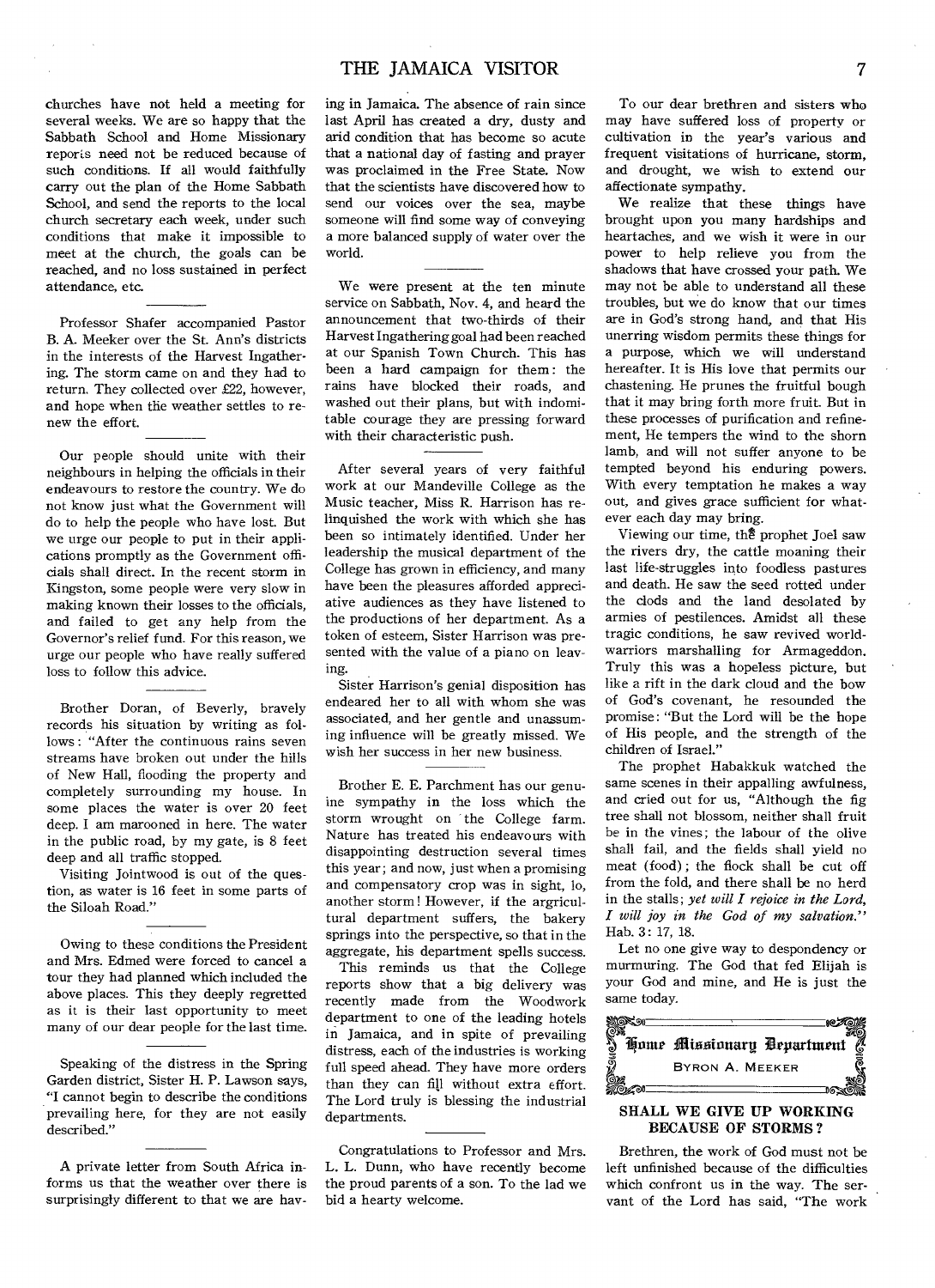churches have not held a meeting for several weeks. We are so happy that the Sabbath School and Home Missionary reports need not be reduced because of such conditions. If all would faithfully carry out the plan of the Home Sabbath School, and send the reports to the local church secretary each week, under such conditions that make it impossible to meet at the church, the goals can be reached, and no loss sustained in perfect attendance, etc.

---

Professor Shafer accompanied Pastor B. A. Meeker over the St. Ann's districts in the interests of the Harvest Ingathering. The storm came on and they had to return. They collected over £22, however, and hope when the weather settles to renew the effort.

---

Our people should unite with their neighbours in helping the officials in their endeavours to restore the country. We do not know just what the Government will do to help the people who have lost. But we urge our people to put in their applications promptly as the Government officials shall direct. In the recent storm in Kingston, some people were very slow in making known their losses to the officials, and failed to get any help from the Governor's relief fund. For this reason, we urge our people who have really suffered loss to follow this advice.

---

Brother Doran, of Beverly, bravely records his situation by writing as follows: "After the continuous rains seven streams have broken out under the hills of New Hall, flooding the property and completely surrounding my house. In some places the water is over 20 feet deep. I am marooned in here. The water in the public road, by my gate, is 8 feet deep and all traffic stopped.

Visiting Jointwood is out of the question, as water is 16 feet in some parts of the Siloah Road."

---

Owing to these conditions the President and Mrs. Edmed were forced to cancel a tour they had planned which included the above places. This they deeply regretted as it is their last opportunity to meet many of our dear people for the last time.

---

Speaking of the distress in the Spring Garden district, Sister H. P. Lawson says, "I cannot begin to describe the conditions prevailing here, for they are not easily described."

---

A private letter from South Africa informs us that the weather over there is surprisingly different to that we are having in Jamaica. The absence of rain since last April has created a dry, dusty and arid condition that has become so acute that a national day of fasting and prayer was proclaimed in the Free State. Now that the scientists have discovered how to send our voices over the sea, maybe someone will find some way of conveying a more balanced supply of water over the world.

---

We were present at the ten minute service on Sabbath, Nov. 4, and heard the announcement that two-thirds of their Harvest Ingathering goal had been reached at our Spanish Town Church. This has been a hard campaign for them: the rains have blocked their roads, and washed out their plans, but with indomitable courage they are pressing forward with their characteristic push.

---

After several years of very faithful work at our Mandeville College as the Music teacher, Miss R. Harrison has relinquished the work with which she has been so intimately identified. Under her leadership the musical department of the College has grown in efficiency, and many have been the pleasures afforded appreciative audiences as they have listened to the productions of her department. As a token of esteem, Sister Harrison was presented with the value of a piano on leaving.

Sister Harrison's genial disposition has endeared her to all with whom she was associated, and her gentle and unassuming influence will be greatly missed. We wish her success in her new business.

---

Brother E. E. Parchment has our genuine sympathy in the loss which the storm wrought on the College farm. Nature has treated his endeavours with disappointing destruction several times this year; and now, just when a promising and compensatory crop was in sight, lo, another storm! However, if the argricultural department suffers, the bakery springs into the perspective, so that in the aggregate, his department spells success.

This reminds us that the College reports show that a big delivery was recently made from the Woodwork department to one of the leading hotels in Jamaica, and in spite of prevailing distress, each of the industries is working full speed ahead. They have more orders than they can fill without extra effort. The Lord truly is blessing the industrial departments.

---

Congratulations to Professor and Mrs. L. L. Dunn, who have recently become the proud parents of a son. To the lad we bid a hearty welcome.

---

To our dear brethren and sisters who may have suffered loss of property or cultivation in the year's various and frequent visitations of hurricane, storm, and drought, we wish to extend our affectionate sympathy.

We realize that these things have brought upon you many hardships and heartaches, and we wish it were in our power to help relieve you from the shadows that have crossed your path. We may not be able to understand all these troubles, but we do know that our times are in God's strong hand, and that His unerring wisdom permits these things for a purpose, which we will understand hereafter. It is His love that permits our chastening. He prunes the fruitful bough that it may bring forth more fruit. But in these processes of purification and refinement, He tempers the wind to the shorn lamb, and will not suffer anyone to be tempted beyond his enduring powers. With every temptation he makes a way out, and gives grace sufficient for whatever each day may bring.

Viewing our time, the prophet Joel saw the rivers dry, the cattle moaning their last life-struggles into foodless pastures and death. He saw the seed rotted under the clods and the land desolated by armies of pestilences. Amidst all these tragic conditions, he saw revived world-warriors marshalling for Armageddon. Truly this was a hopeless picture, but like a rift in the dark cloud and the bow of God's covenant, he resounded the promise: "But the Lord will be the hope of His people, and the strength of the children of Israel."

The prophet Habakkuk watched the same scenes in their appalling awfulness, and cried out for us, "Although the fig tree shall not blossom, neither shall fruit be in the vines; the labour of the olive shall fail, and the fields shall yield no meat (food); the flock shall be cut off from the fold, and there shall be no herd in the stalls; *yet will I rejoice in the Lord, I will joy in the God of my salvation.*" Hab. 3: 17, 18.

Let no one give way to despondency or murmuring. The God that fed Elijah is your God and mine, and He is just the same today.

## Home Missionary Department

BYRON A. MEEKER

### SHALL WE GIVE UP WORKING BECAUSE OF STORMS?

Brethren, the work of God must not be left unfinished because of the difficulties which confront us in the way. The servant of the Lord has said, "The work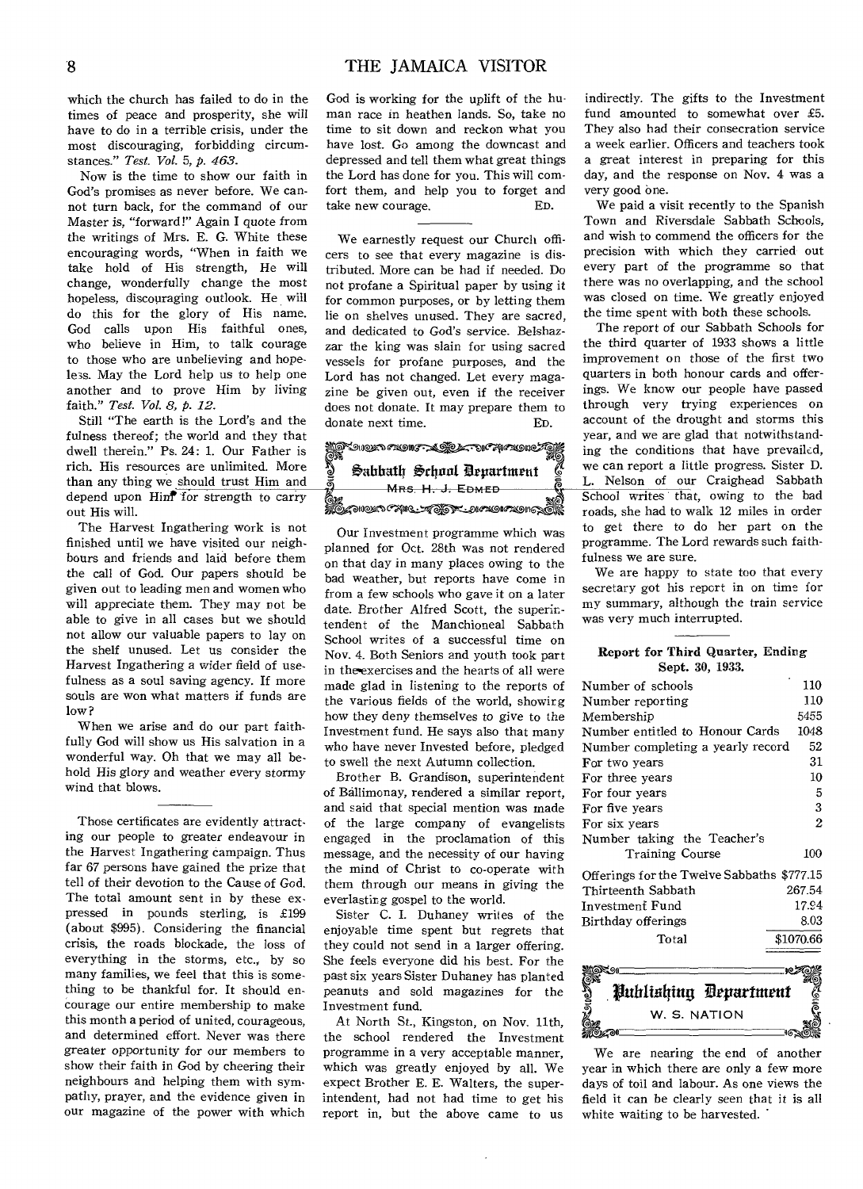which the church has failed to do in the times of peace and prosperity, she will have to do in a terrible crisis, under the most discouraging, forbidding circumstances." *Test. Vol. 5, p. 463.*

Now is the time to show our faith in God's promises as never before. We cannot turn back, for the command of our Master is, "forward!" Again I quote from the writings of Mrs. E. G. White these encouraging words, "When in faith we take hold of His strength, He will change, wonderfully change the most hopeless, discouraging outlook. He will do this for the glory of His name. God calls upon His faithful ones, who believe in Him, to talk courage to those who are unbelieving and hopeless. May the Lord help us to help one another and to prove Him by living faith." *Test. Vol. 8, p. 12.*

Still "The earth is the Lord's and the fulness thereof; the world and they that dwell therein." Ps. 24: 1. Our Father is rich. His resources are unlimited. More than any thing we should trust Him and depend upon Him for strength to carry out His will.

The Harvest Ingathering work is not finished until we have visited our neighbours and friends and laid before them the call of God. Our papers should be given out to leading men and women who will appreciate them. They may not be able to give in all cases but we should not allow our valuable papers to lay on the shelf unused. Let us consider the Harvest Ingathering a wider field of usefulness as a soul saving agency. If more souls are won what matters if funds are low?

When we arise and do our part faithfully God will show us His salvation in a wonderful way. Oh that we may all behold His glory and weather every stormy wind that blows.

---

Those certificates are evidently attracting our people to greater endeavour in the Harvest Ingathering campaign. Thus far 67 persons have gained the prize that tell of their devotion to the Cause of God. The total amount sent in by these expressed in pounds sterling, is £199 (about $995). Considering the financial crisis, the roads blockade, the loss of everything in the storms, etc., by so many families, we feel that this is something to be thankful for. It should encourage our entire membership to make this month a period of united, courageous, and determined effort. Never was there greater opportunity for our members to show their faith in God by cheering their neighbours and helping them with sympathy, prayer, and the evidence given in our magazine of the power with which God is working for the uplift of the human race in heathen lands. So, take no time to sit down and reckon what you have lost. Go among the downcast and depressed and tell them what great things the Lord has done for you. This will comfort them, and help you to forget and take new courage. ED.

---

We earnestly request our Church officers to see that every magazine is distributed. More can be had if needed. Do not profane a Spiritual paper by using it for common purposes, or by letting them lie on shelves unused. They are sacred, and dedicated to God's service. Belshazzar the king was slain for using sacred vessels for profane purposes, and the Lord has not changed. Let every magazine be given out, even if the receiver does not donate. It may prepare them to donate next time. ED.

## Sabbath School Department

MRS. H. J. EDMED

Our Investment programme which was planned for Oct. 28th was not rendered on that day in many places owing to the bad weather, but reports have come in from a few schools who gave it on a later date. Brother Alfred Scott, the superintendent of the Manchioneal Sabbath School writes of a successful time on Nov. 4. Both Seniors and youth took part in the exercises and the hearts of all were made glad in listening to the reports of the various fields of the world, showing how they deny themselves to give to the Investment fund. He says also that many who have never Invested before, pledged to swell the next Autumn collection.

Brother B. Grandison, superintendent of Ballimonay, rendered a similar report, and said that special mention was made of the large company of evangelists engaged in the proclamation of this message, and the necessity of our having the mind of Christ to co-operate with them through our means in giving the everlasting gospel to the world.

Sister C. I. Duhaney writes of the enjoyable time spent but regrets that they could not send in a larger offering. She feels everyone did his best. For the past six years Sister Duhaney has planted peanuts and sold magazines for the Investment fund.

At North St., Kingston, on Nov. 11th, the school rendered the Investment programme in a very acceptable manner, which was greatly enjoyed by all. We expect Brother E. E. Walters, the superintendent, had not had time to get his report in, but the above came to us indirectly. The gifts to the Investment fund amounted to somewhat over £5. They also had their consecration service a week earlier. Officers and teachers took a great interest in preparing for this day, and the response on Nov. 4 was a very good one.

We paid a visit recently to the Spanish Town and Riversdale Sabbath Schools, and wish to commend the officers for the precision with which they carried out every part of the programme so that there was no overlapping, and the school was closed on time. We greatly enjoyed the time spent with both these schools.

The report of our Sabbath Schools for the third quarter of 1933 shows a little improvement on those of the first two quarters in both honour cards and offerings. We know our people have passed through very trying experiences on account of the drought and storms this year, and we are glad that notwithstanding the conditions that have prevailed, we can report a little progress. Sister D. L. Nelson of our Craighead Sabbath School writes that, owing to the bad roads, she had to walk 12 miles in order to get there to do her part on the programme. The Lord rewards such faithfulness we are sure.

We are happy to state too that every secretary got his report in on time for my summary, although the train service was very much interrupted.

### Report for Third Quarter, Ending Sept. 30, 1933.

| | |
|---|---|
| Number of schools | 110 |
| Number reporting | 110 |
| Membership | 5455 |
| Number entitled to Honour Cards | 1048 |
| Number completing a yearly record | 52 |
| For two years | 31 |
| For three years | 10 |
| For four years | 5 |
| For five years | 3 |
| For six years | 2 |
| Number taking the Teacher's Training Course | 100 |
| Offerings for the Twelve Sabbaths | $777.15 |
| Thirteenth Sabbath | 267.54 |
| Investment Fund | 17.94 |
| Birthday offerings | 8.03 |
| Total | $1070.66 |

## Publishing Department

W. S. NATION

We are nearing the end of another year in which there are only a few more days of toil and labour. As one views the field it can be clearly seen that it is all white waiting to be harvested.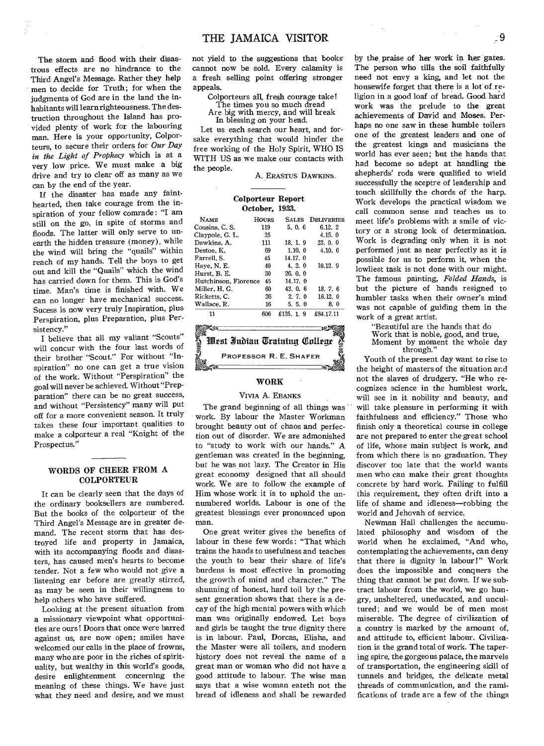The storm and flood with their disastrous effects are no hindrance to the Third Angel's Message. Rather they help men to decide for Truth; for when the judgments of God are in the land the inhabitants will learn righteousness. The destruction throughout the Island has provided plenty of work for the labouring man. Here is your opportunity, Colporteurs, to secure their orders for *Our Day in the Light of Prophecy* which is at a very low price. We must make a big drive and try to clear off as many as we can by the end of the year.

If the disaster has made any faint-hearted, then take courage from the inspiration of your fellow comrade: "I am still on the go, in spite of storms and floods. The latter will only serve to unearth the hidden treasure (money), while the wind will bring the "quails" within reach of my hands. Tell the boys to get out and kill the "Quails" which the wind has carried down for them. This is God's time. Man's time is finished with. We can no longer have mechanical success. Sucess is now very truly Inspiration, plus Perspiration, plus Preparation, plus Persistency."

I believe that all my valiant "Scouts" will concur with the four last words of their brother "Scout." For without "Inspiration" no one can get a true vision of the work. Without "Perspiration" the goal will never be achieved. Without "Preparation" there can be no great success, and without "Persistency" many will put off for a more convenient season. It truly takes these four important qualities to make a colporteur a real "Knight of the Prospectus."

## WORDS OF CHEER FROM A COLPORTEUR

It can be clearly seen that the days of the ordinary booksellers are numbered. But the books of the colporteur of the Third Angel's Message are in greater demand. The recent storm that has destroyed life and property in Jamaica, with its accompanying floods and disasters, has caused men's hearts to become tender. Not a few who would not give a listening ear before are greatly stirred, as may be seen in their willingness to help others who have suffered.

Looking at the present situation from a missionary viewpoint what opportunities are ours! Doors that once were barred against us, are now open; smiles have welcomed our calls in the place of frowns, many who are poor in the riches of spirituality, but wealthy in this world's goods, desire enlightenment concerning the meaning of these things. We have just what they need and desire, and we must not yield to the suggestions that books cannot now be sold. Every calamity is a fresh selling point offering stronger appeals.

> Colporteurs all, fresh courage take!
> The times you so much dread
> Are big with mercy, and will break
> In blessing on your head.

Let us each search our heart, and forsake everything that would hinder the free working of the Holy Spirit, WHO IS WITH US as we make our contacts with the people.

A. ERASTUS DAWKINS.

### Colporteur Report
### October, 1933.

| NAME | HOURS | SALES | DELIVERIES |
|---|---|---|---|
| Cousins, C. S. | 119 | 5. 0. 6 | 6.12. 2 |
| Claypole, G. L. | 35 | | 4.15. 0 |
| Dawkins, A. | 111 | 18. 1. 9 | 23. 0. 0 |
| Destoe, K. | 69 | 1.10. 0 | 4.10. 6 |
| Farrell, S. | 45 | 14.17. 0 | |
| Haye, N. E. | 40 | 4. 3. 0 | 10.12. 9 |
| Hurst, B. E. | 30 | 26. 0. 0 | |
| Hutchinson, Florence | 45 | 14.17. 0 | |
| Miller, H. G. | 60 | 43. 0. 6 | 18. 7. 6 |
| Ricketts, C. | 36 | 2. 7. 0 | 16.12. 0 |
| Wallace, R. | 16 | 5. 5. 0 | 8. 0 |
| 11 | 606 | £135. 1. 9 | £84.17.11 |

## West Indian Training College

PROFESSOR R. E. SHAFER

### WORK

VIVIA A. EBANKS

The grand beginning of all things was work. By labour the Master Workman brought beauty out of chaos and perfection out of disorder. We are admonished to "study to work with our hands." A gentleman was created in the beginning, but he was not lazy. The Creator in His great economy designed that all should work. We are to follow the example of Him whose work it is to uphold the unnumbered worlds. Labour is one of the greatest blessings ever pronounced upon man.

One great writer gives the benefits of labour in these few words: "That which trains the hands to usefulness and teaches the youth to bear their share of life's burdens is most effective in promoting the growth of mind and character." The shunning of honest, hard toil by the present generation shows that there is a decay of the high mental powers with which man was originally endowed. Let boys and girls be taught the true dignity there is in labour. Paul, Dorcas, Elisha, and the Master were all toilers, and modern history does not reveal the name of a great man or woman who did not have a good attitude to labour. The wise man says that a wise woman eateth not the bread of idleness and shall be rewarded by the praise of her work in her gates. The person who tills the soil faithfully need not envy a king, and let not the housewife forget that there is a lot of religion in a good loaf of bread. Good hard work was the prelude to the great achievements of David and Moses. Perhaps no one saw in these humble toilers one of the greatest leaders and one of the greatest kings and musicians the world has ever seen; but the hands that had become so adept at handling the shepherds' rods were qualified to wield successfully the sceptre of leadership and touch skillfully the chords of the harp. Work develops the practical wisdom we call common sense and teaches us to meet life's problems with a smile of victory or a strong look of determination. Work is degrading only when it is not performed just as near perfectly as it is possible for us to perform it, when the lowliest task is not done with our might. The famous painting, *Folded Hands*, is but the picture of hands resigned to humbler tasks when their owner's mind was not capable of guiding them in the work of a great artist.

> "Beautiful are the hands that do
> Work that is noble, good, and true,
> Moment by moment the whole day
> through."

Youth of the present day want to rise to the height of masters of the situation and not the slaves of drudgery. "He who recognizes science in the humblest work, will see in it nobility and beauty, and will take pleasure in performing it with faithfulness and efficiency." Those who finish only a theoretical course in college are not prepared to enter the great school of life, whose main subject is work, and from which there is no graduation. They discover too late that the world wants men who can make their great thoughts concrete by hard work. Failing to fulfill this requirement, they often drift into a life of shame and idleness—robbing the world and Jehovah of service.

Newman Hall challenges the accumulated philosophy and wisdom of the world when he exclaimed, "And who, contemplating the achievements, can deny that there is dignity in labour!" Work does the impossible and conquers the thing that cannot be put down. If we subtract labour from the world, we go hungry, unsheltered, uneducated, and uncultured; and we would be of men most miserable. The degree of civilization of a country is marked by the amount of, and attitude to, efficient labour. Civilization is the grand total of work. The tapering spire, the gorgeous palace, the marvels of transportation, the engineering skill of tunnels and bridges, the delicate metal threads of communication, and the ramifications of trade are a few of the things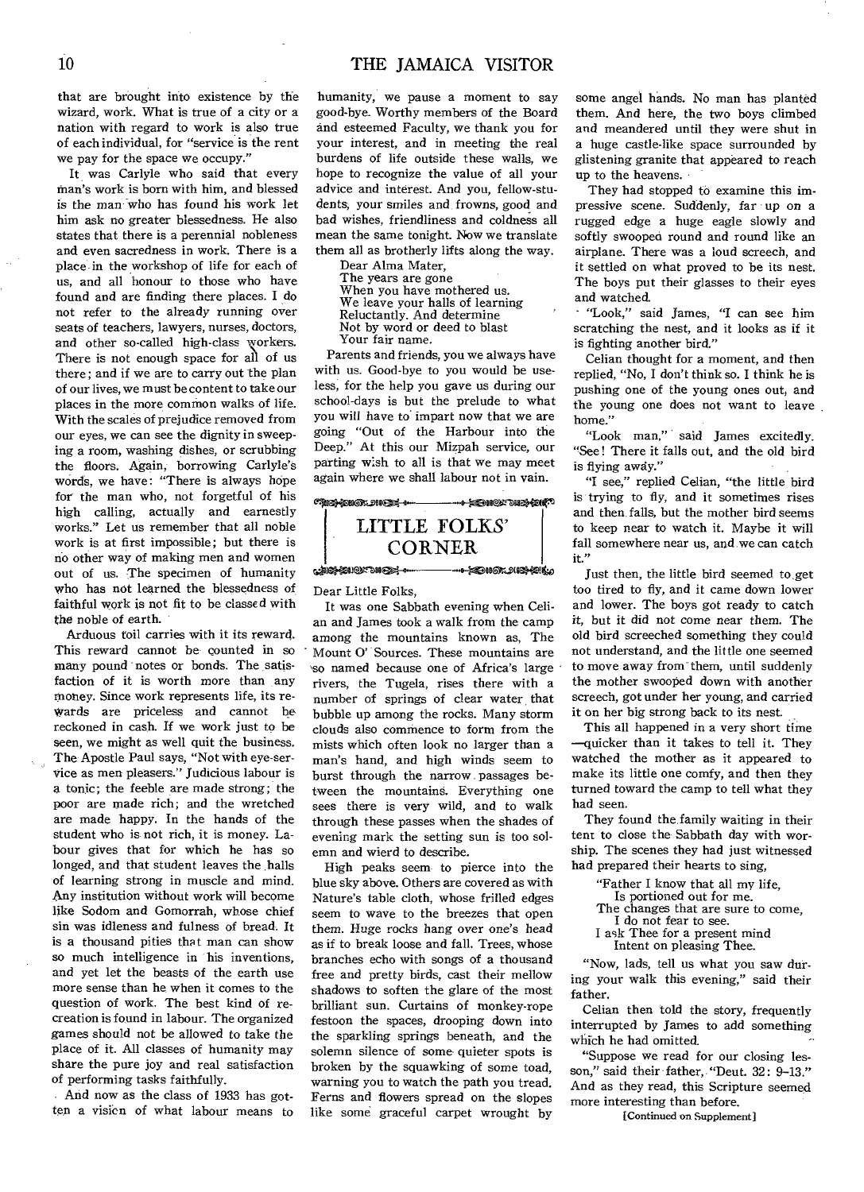that are brought into existence by the wizard, work. What is true of a city or a nation with regard to work is also true of each individual, for "service is the rent we pay for the space we occupy."

It was Carlyle who said that every man's work is born with him, and blessed is the man who has found his work let him ask no greater blessedness. He also states that there is a perennial nobleness and even sacredness in work. There is a place in the workshop of life for each of us, and all honour to those who have found and are finding there places. I do not refer to the already running over seats of teachers, lawyers, nurses, doctors, and other so-called high-class workers. There is not enough space for all of us there; and if we are to carry out the plan of our lives, we must be content to take our places in the more common walks of life. With the scales of prejudice removed from our eyes, we can see the dignity in sweeping a room, washing dishes, or scrubbing the floors. Again, borrowing Carlyle's words, we have: "There is always hope for the man who, not forgetful of his high calling, actually and earnestly works." Let us remember that all noble work is at first impossible; but there is no other way of making men and women out of us. The specimen of humanity who has not learned the blessedness of faithful work is not fit to be classed with the noble of earth.

Arduous toil carries with it its reward. This reward cannot be counted in so many pound notes or bonds. The satisfaction of it is worth more than any money. Since work represents life, its rewards are priceless and cannot be reckoned in cash. If we work just to be seen, we might as well quit the business. The Apostle Paul says, "Not with eye-service as men pleasers." Judicious labour is a tonic; the feeble are made strong; the poor are made rich; and the wretched are made happy. In the hands of the student who is not rich, it is money. Labour gives that for which he has so longed, and that student leaves the halls of learning strong in muscle and mind. Any institution without work will become like Sodom and Gomorrah, whose chief sin was idleness and fulness of bread. It is a thousand pities that man can show so much intelligence in his inventions, and yet let the beasts of the earth use more sense than he when it comes to the question of work. The best kind of recreation is found in labour. The organized games should not be allowed to take the place of it. All classes of humanity may share the pure joy and real satisfaction of performing tasks faithfully.

And now as the class of 1933 has gotten a vision of what labour means to humanity, we pause a moment to say good-bye. Worthy members of the Board and esteemed Faculty, we thank you for your interest, and in meeting the real burdens of life outside these walls, we hope to recognize the value of all your advice and interest. And you, fellow-students, your smiles and frowns, good and bad wishes, friendliness and coldness all mean the same tonight. Now we translate them all as brotherly lifts along the way.

Dear Alma Mater,
The years are gone
When you have mothered us.
We leave your halls of learning
Reluctantly. And determine
Not by word or deed to blast
Your fair name.

Parents and friends, you we always have with us. Good-bye to you would be useless, for the help you gave us during our school-days is but the prelude to what you will have to impart now that we are going "Out of the Harbour into the Deep." At this our Mizpah service, our parting wish to all is that we may meet again where we shall labour not in vain.

## LITTLE FOLKS' CORNER

Dear Little Folks,

It was one Sabbath evening when Celian and James took a walk from the camp among the mountains known as, The Mount O' Sources. These mountains are so named because one of Africa's large rivers, the Tugela, rises there with a number of springs of clear water that bubble up among the rocks. Many storm clouds also commence to form from the mists which often look no larger than a man's hand, and high winds seem to burst through the narrow passages between the mountains. Everything one sees there is very wild, and to walk through these passes when the shades of evening mark the setting sun is too solemn and wierd to describe.

High peaks seem to pierce into the blue sky above. Others are covered as with Nature's table cloth, whose frilled edges seem to wave to the breezes that open them. Huge rocks hang over one's head as if to break loose and fall. Trees, whose branches echo with songs of a thousand free and pretty birds, cast their mellow shadows to soften the glare of the most brilliant sun. Curtains of monkey-rope festoon the spaces, drooping down into the sparkling springs beneath, and the solemn silence of some quieter spots is broken by the squawking of some toad, warning you to watch the path you tread. Ferns and flowers spread on the slopes like some graceful carpet wrought by some angel hands. No man has planted them. And here, the two boys climbed and meandered until they were shut in a huge castle-like space surrounded by glistening granite that appeared to reach up to the heavens.

They had stopped to examine this impressive scene. Suddenly, far up on a rugged edge a huge eagle slowly and softly swooped round and round like an airplane. There was a loud screech, and it settled on what proved to be its nest. The boys put their glasses to their eyes and watched.

"Look," said James, "I can see him scratching the nest, and it looks as if it is fighting another bird."

Celian thought for a moment, and then replied, "No, I don't think so. I think he is pushing one of the young ones out, and the young one does not want to leave home."

"Look man," said James excitedly. "See! There it falls out, and the old bird is flying away."

"I see," replied Celian, "the little bird is trying to fly, and it sometimes rises and then falls, but the mother bird seems to keep near to watch it. Maybe it will fall somewhere near us, and we can catch it."

Just then, the little bird seemed to get too tired to fly, and it came down lower and lower. The boys got ready to catch it, but it did not come near them. The old bird screeched something they could not understand, and the little one seemed to move away from them, until suddenly the mother swooped down with another screech, got under her young, and carried it on her big strong back to its nest.

This all happened in a very short time —quicker than it takes to tell it. They watched the mother as it appeared to make its little one comfy, and then they turned toward the camp to tell what they had seen.

They found the family waiting in their tent to close the Sabbath day with worship. The scenes they had just witnessed had prepared their hearts to sing,

"Father I know that all my life,
Is portioned out for me.
The changes that are sure to come,
I do not fear to see.
I ask Thee for a present mind
Intent on pleasing Thee.

"Now, lads, tell us what you saw during your walk this evening," said their father.

Celian then told the story, frequently interrupted by James to add something which he had omitted.

"Suppose we read for our closing lesson," said their father, "Deut. 32: 9–13." And as they read, this Scripture seemed more interesting than before.

[Continued on Supplement]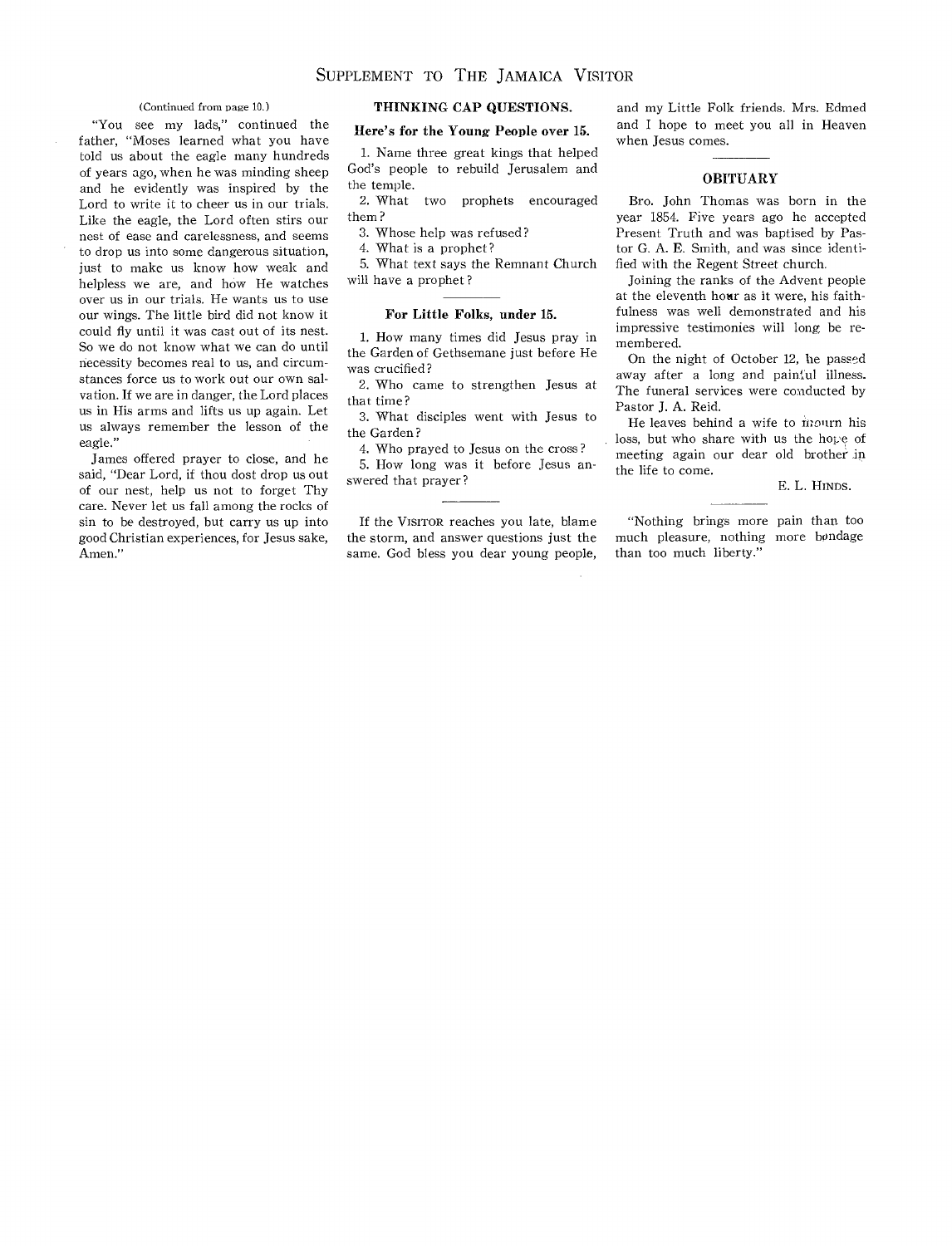(Continued from page 10.)

"You see my lads," continued the father, "Moses learned what you have told us about the eagle many hundreds of years ago, when he was minding sheep and he evidently was inspired by the Lord to write it to cheer us in our trials. Like the eagle, the Lord often stirs our nest of ease and carelessness, and seems to drop us into some dangerous situation, just to make us know how weak and helpless we are, and how He watches over us in our trials. He wants us to use our wings. The little bird did not know it could fly until it was cast out of its nest. So we do not know what we can do until necessity becomes real to us, and circumstances force us to work out our own salvation. If we are in danger, the Lord places us in His arms and lifts us up again. Let us always remember the lesson of the eagle."

James offered prayer to close, and he said, "Dear Lord, if thou dost drop us out of our nest, help us not to forget Thy care. Never let us fall among the rocks of sin to be destroyed, but carry us up into good Christian experiences, for Jesus sake, Amen."

## THINKING CAP QUESTIONS.

### Here's for the Young People over 15.

1. Name three great kings that helped God's people to rebuild Jerusalem and the temple.
2. What two prophets encouraged them?
3. Whose help was refused?
4. What is a prophet?
5. What text says the Remnant Church will have a prophet?

### For Little Folks, under 15.

1. How many times did Jesus pray in the Garden of Gethsemane just before He was crucified?
2. Who came to strengthen Jesus at that time?
3. What disciples went with Jesus to the Garden?
4. Who prayed to Jesus on the cross?
5. How long was it before Jesus answered that prayer?

If the VISITOR reaches you late, blame the storm, and answer questions just the same. God bless you dear young people, and my Little Folk friends. Mrs. Edmed and I hope to meet you all in Heaven when Jesus comes.

## OBITUARY

Bro. John Thomas was born in the year 1854. Five years ago he accepted Present Truth and was baptised by Pastor G. A. E. Smith, and was since identified with the Regent Street church.

Joining the ranks of the Advent people at the eleventh hour as it were, his faithfulness was well demonstrated and his impressive testimonies will long be remembered.

On the night of October 12, he passed away after a long and painful illness. The funeral services were conducted by Pastor J. A. Reid.

He leaves behind a wife to mourn his loss, but who share with us the hope of meeting again our dear old brother in the life to come.

E. L. HINDS.

"Nothing brings more pain than too much pleasure, nothing more bondage than too much liberty."